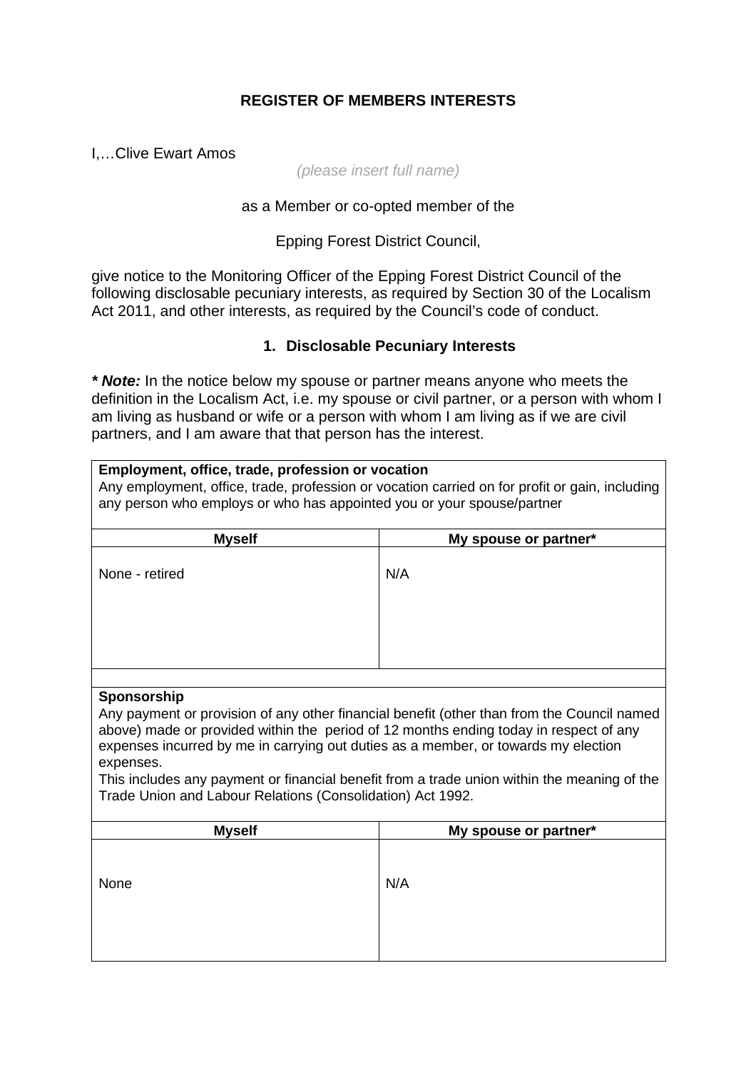# REGISTER OF MEMBERS INTERESTS

I,…Clive Ewart Amos

*(please insert full name)*

as a Member or co-opted member of the

Epping Forest District Council,

give notice to the Monitoring Officer of the Epping Forest District Council of the following disclosable pecuniary interests, as required by Section 30 of the Localism Act 2011, and other interests, as required by the Council's code of conduct.

## 1. Disclosable Pecuniary Interests

***\* Note:*** In the notice below my spouse or partner means anyone who meets the definition in the Localism Act, i.e. my spouse or civil partner, or a person with whom I am living as husband or wife or a person with whom I am living as if we are civil partners, and I am aware that that person has the interest.

**Employment, office, trade, profession or vocation**
Any employment, office, trade, profession or vocation carried on for profit or gain, including any person who employs or who has appointed you or your spouse/partner

| Myself | My spouse or partner* |
|---|---|
| None - retired | N/A |

**Sponsorship**
Any payment or provision of any other financial benefit (other than from the Council named above) made or provided within the period of 12 months ending today in respect of any expenses incurred by me in carrying out duties as a member, or towards my election expenses.
This includes any payment or financial benefit from a trade union within the meaning of the Trade Union and Labour Relations (Consolidation) Act 1992.

| Myself | My spouse or partner* |
|---|---|
| None | N/A |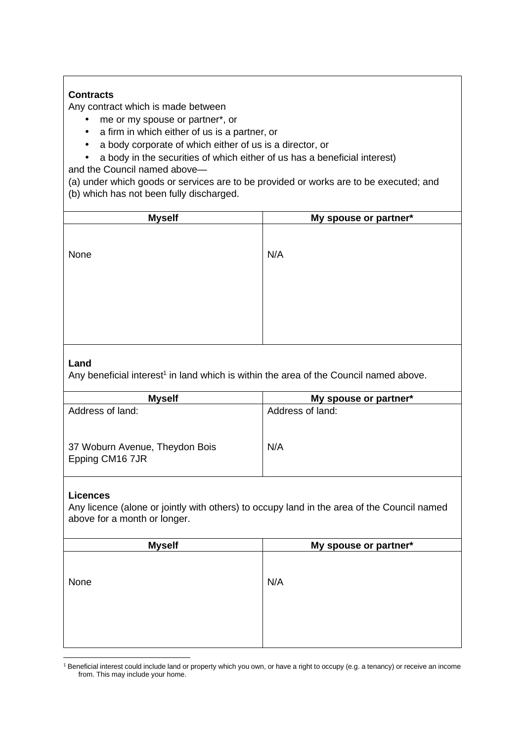**Contracts**

Any contract which is made between

- me or my spouse or partner*, or
- a firm in which either of us is a partner, or
- a body corporate of which either of us is a director, or
- a body in the securities of which either of us has a beneficial interest)

and the Council named above—

(a) under which goods or services are to be provided or works are to be executed; and
(b) which has not been fully discharged.

| Myself | My spouse or partner* |
| --- | --- |
| None | N/A |

**Land**

Any beneficial interest[1] in land which is within the area of the Council named above.

| Myself | My spouse or partner* |
| --- | --- |
| Address of land:<br><br>37 Woburn Avenue, Theydon Bois<br>Epping CM16 7JR | Address of land:<br><br>N/A |

**Licences**

Any licence (alone or jointly with others) to occupy land in the area of the Council named above for a month or longer.

| Myself | My spouse or partner* |
| --- | --- |
| None | N/A |

[1] Beneficial interest could include land or property which you own, or have a right to occupy (e.g. a tenancy) or receive an income from. This may include your home.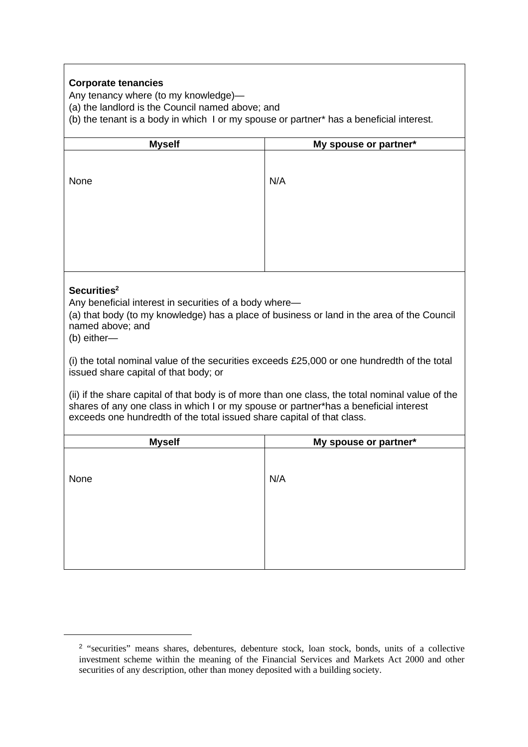**Corporate tenancies**

Any tenancy where (to my knowledge)—

(a) the landlord is the Council named above; and

(b) the tenant is a body in which I or my spouse or partner* has a beneficial interest.

| Myself | My spouse or partner* |
|---|---|
| None | N/A |

**Securities**[2]

Any beneficial interest in securities of a body where—

(a) that body (to my knowledge) has a place of business or land in the area of the Council named above; and

(b) either—

(i) the total nominal value of the securities exceeds £25,000 or one hundredth of the total issued share capital of that body; or

(ii) if the share capital of that body is of more than one class, the total nominal value of the shares of any one class in which I or my spouse or partner*has a beneficial interest exceeds one hundredth of the total issued share capital of that class.

| Myself | My spouse or partner* |
|---|---|
| None | N/A |

[2] "securities" means shares, debentures, debenture stock, loan stock, bonds, units of a collective investment scheme within the meaning of the Financial Services and Markets Act 2000 and other securities of any description, other than money deposited with a building society.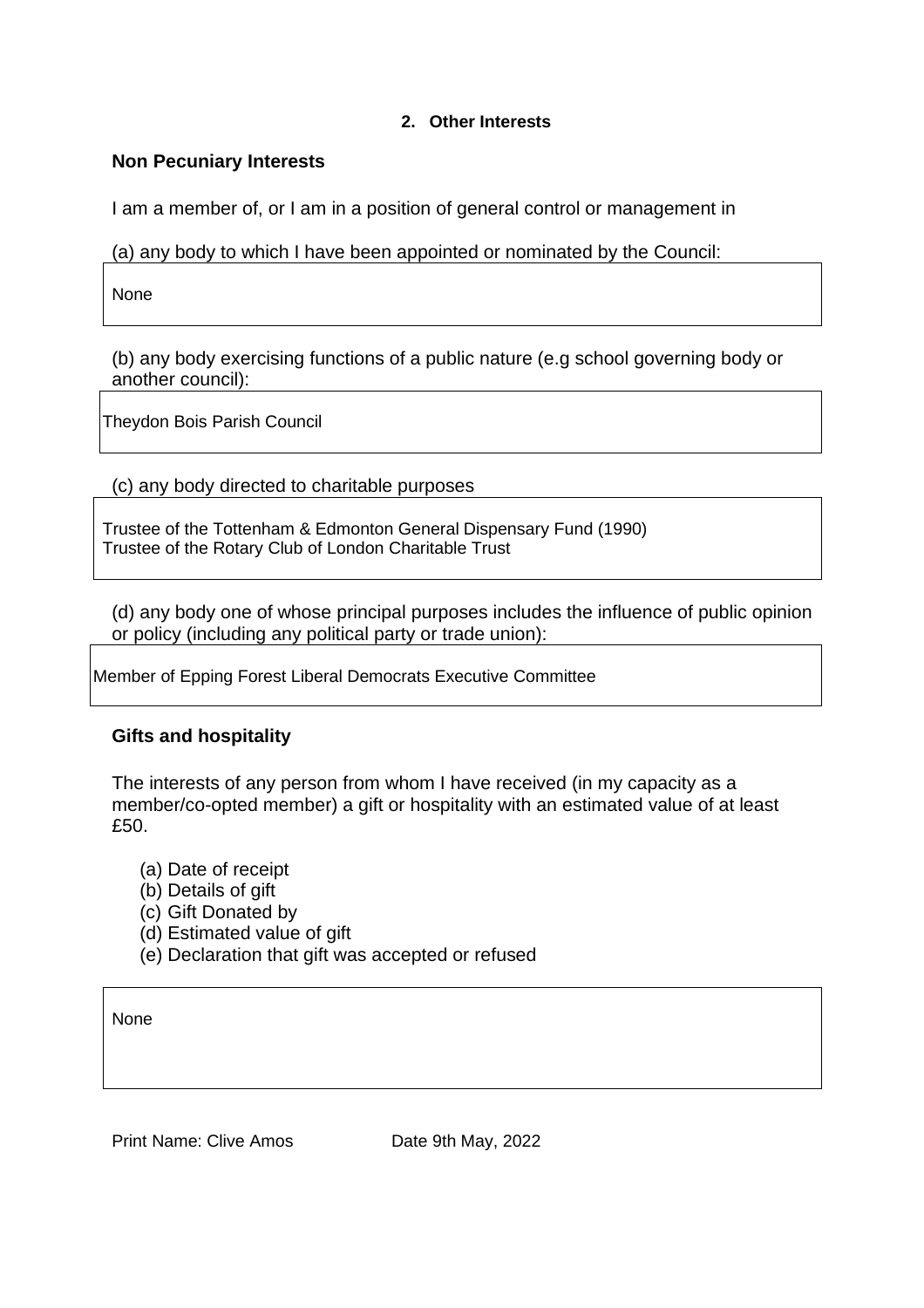## 2. Other Interests

### Non Pecuniary Interests

I am a member of, or I am in a position of general control or management in

(a) any body to which I have been appointed or nominated by the Council:

None

(b) any body exercising functions of a public nature (e.g school governing body or another council):

Theydon Bois Parish Council

(c) any body directed to charitable purposes

Trustee of the Tottenham & Edmonton General Dispensary Fund (1990)
Trustee of the Rotary Club of London Charitable Trust

(d) any body one of whose principal purposes includes the influence of public opinion or policy (including any political party or trade union):

Member of Epping Forest Liberal Democrats Executive Committee

### Gifts and hospitality

The interests of any person from whom I have received (in my capacity as a member/co-opted member) a gift or hospitality with an estimated value of at least £50.

(a) Date of receipt
(b) Details of gift
(c) Gift Donated by
(d) Estimated value of gift
(e) Declaration that gift was accepted or refused

None

Print Name: Clive Amos Date 9th May, 2022